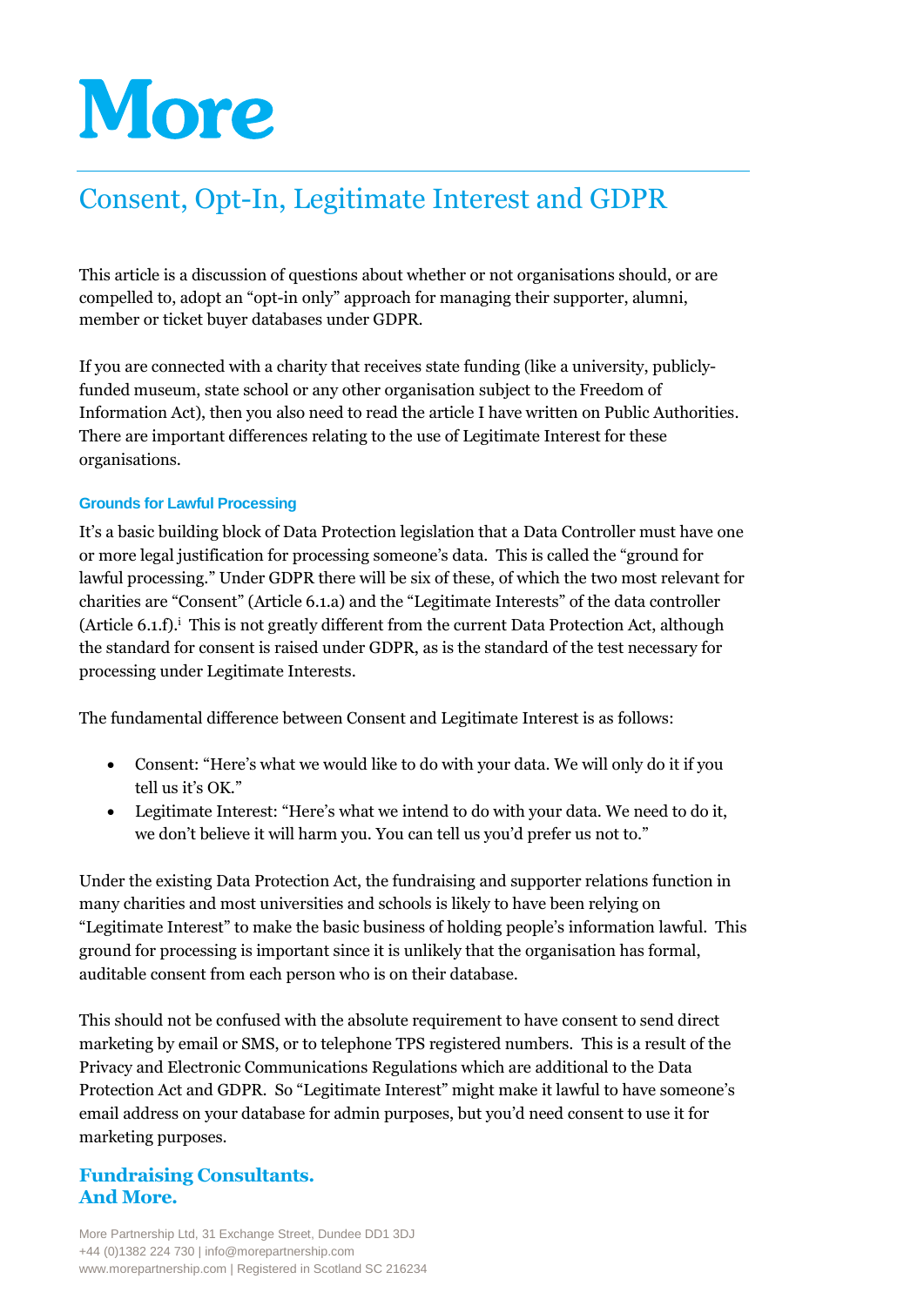# Consent, Opt-In, Legitimate Interest and GDPR

This article is a discussion of questions about whether or not organisations should, or are compelled to, adopt an “opt-in only” approach for managing their supporter, alumni, member or ticket buyer databases under GDPR.

If you are connected with a charity that receives state funding (like a university, publicly-funded museum, state school or any other organisation subject to the Freedom of Information Act), then you also need to read the article I have written on Public Authorities. There are important differences relating to the use of Legitimate Interest for these organisations.

### Grounds for Lawful Processing

It’s a basic building block of Data Protection legislation that a Data Controller must have one or more legal justification for processing someone’s data. This is called the “ground for lawful processing.” Under GDPR there will be six of these, of which the two most relevant for charities are “Consent” (Article 6.1.a) and the “Legitimate Interests” of the data controller (Article 6.1.f).[i] This is not greatly different from the current Data Protection Act, although the standard for consent is raised under GDPR, as is the standard of the test necessary for processing under Legitimate Interests.

The fundamental difference between Consent and Legitimate Interest is as follows:

- Consent: “Here’s what we would like to do with your data. We will only do it if you tell us it’s OK.”
- Legitimate Interest: “Here’s what we intend to do with your data. We need to do it, we don’t believe it will harm you. You can tell us you’d prefer us not to.”

Under the existing Data Protection Act, the fundraising and supporter relations function in many charities and most universities and schools is likely to have been relying on “Legitimate Interest” to make the basic business of holding people’s information lawful. This ground for processing is important since it is unlikely that the organisation has formal, auditable consent from each person who is on their database.

This should not be confused with the absolute requirement to have consent to send direct marketing by email or SMS, or to telephone TPS registered numbers. This is a result of the Privacy and Electronic Communications Regulations which are additional to the Data Protection Act and GDPR. So “Legitimate Interest” might make it lawful to have someone’s email address on your database for admin purposes, but you’d need consent to use it for marketing purposes.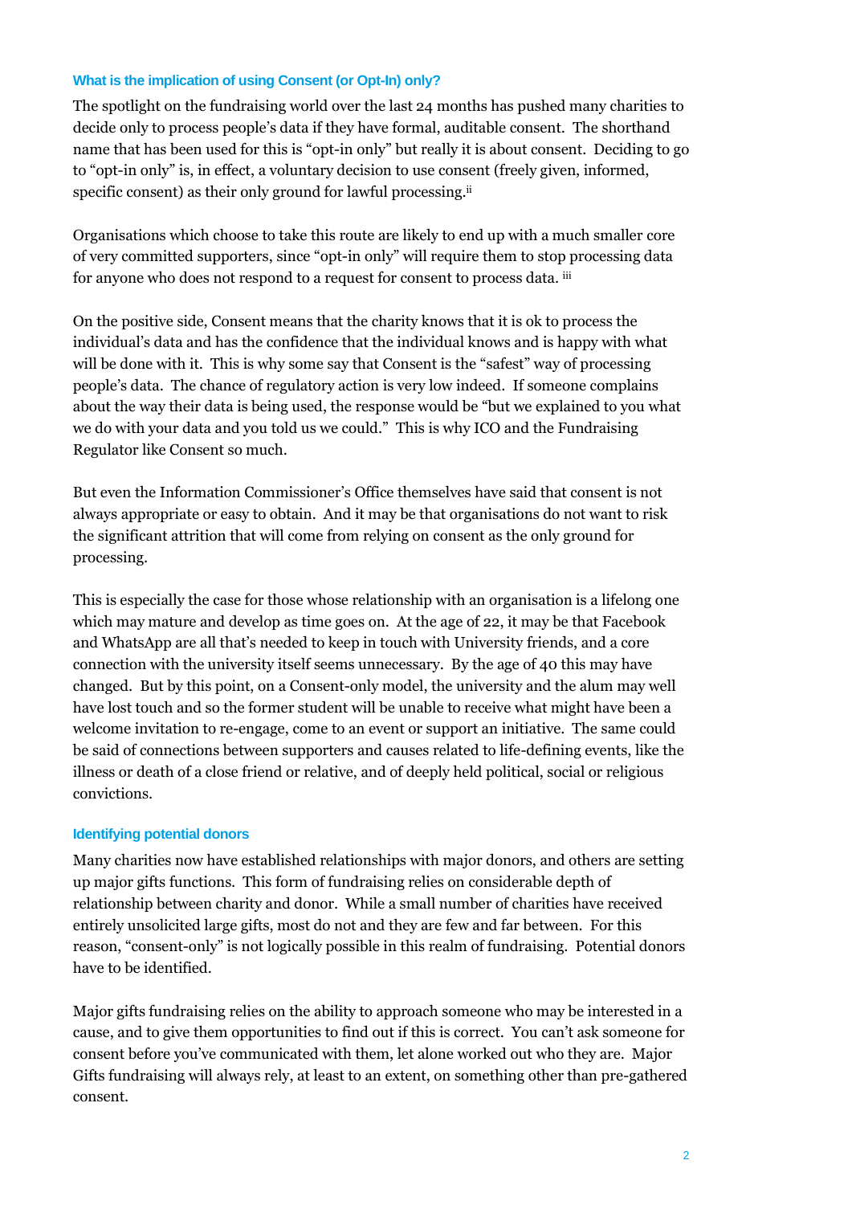### What is the implication of using Consent (or Opt-In) only?

The spotlight on the fundraising world over the last 24 months has pushed many charities to decide only to process people's data if they have formal, auditable consent. The shorthand name that has been used for this is "opt-in only" but really it is about consent. Deciding to go to "opt-in only" is, in effect, a voluntary decision to use consent (freely given, informed, specific consent) as their only ground for lawful processing.[ii]

Organisations which choose to take this route are likely to end up with a much smaller core of very committed supporters, since "opt-in only" will require them to stop processing data for anyone who does not respond to a request for consent to process data. [iii]

On the positive side, Consent means that the charity knows that it is ok to process the individual's data and has the confidence that the individual knows and is happy with what will be done with it. This is why some say that Consent is the "safest" way of processing people's data. The chance of regulatory action is very low indeed. If someone complains about the way their data is being used, the response would be "but we explained to you what we do with your data and you told us we could." This is why ICO and the Fundraising Regulator like Consent so much.

But even the Information Commissioner's Office themselves have said that consent is not always appropriate or easy to obtain. And it may be that organisations do not want to risk the significant attrition that will come from relying on consent as the only ground for processing.

This is especially the case for those whose relationship with an organisation is a lifelong one which may mature and develop as time goes on. At the age of 22, it may be that Facebook and WhatsApp are all that's needed to keep in touch with University friends, and a core connection with the university itself seems unnecessary. By the age of 40 this may have changed. But by this point, on a Consent-only model, the university and the alum may well have lost touch and so the former student will be unable to receive what might have been a welcome invitation to re-engage, come to an event or support an initiative. The same could be said of connections between supporters and causes related to life-defining events, like the illness or death of a close friend or relative, and of deeply held political, social or religious convictions.

### Identifying potential donors

Many charities now have established relationships with major donors, and others are setting up major gifts functions. This form of fundraising relies on considerable depth of relationship between charity and donor. While a small number of charities have received entirely unsolicited large gifts, most do not and they are few and far between. For this reason, "consent-only" is not logically possible in this realm of fundraising. Potential donors have to be identified.

Major gifts fundraising relies on the ability to approach someone who may be interested in a cause, and to give them opportunities to find out if this is correct. You can't ask someone for consent before you've communicated with them, let alone worked out who they are. Major Gifts fundraising will always rely, at least to an extent, on something other than pre-gathered consent.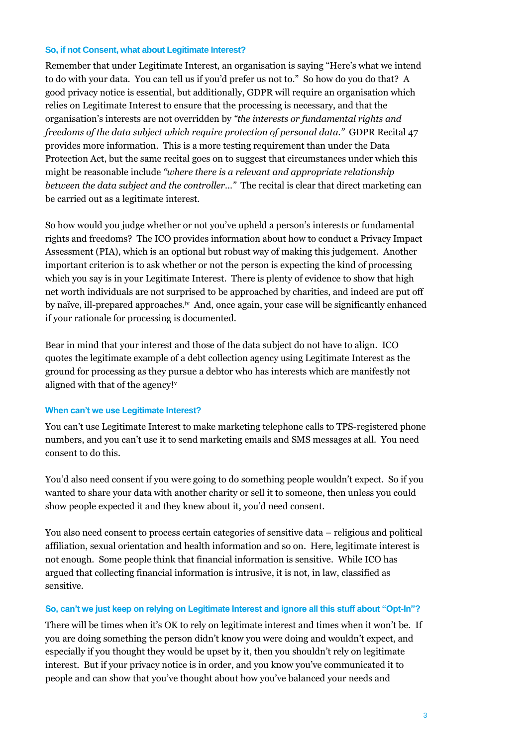### So, if not Consent, what about Legitimate Interest?

Remember that under Legitimate Interest, an organisation is saying "Here's what we intend to do with your data. You can tell us if you'd prefer us not to." So how do you do that? A good privacy notice is essential, but additionally, GDPR will require an organisation which relies on Legitimate Interest to ensure that the processing is necessary, and that the organisation's interests are not overridden by *"the interests or fundamental rights and freedoms of the data subject which require protection of personal data."* GDPR Recital 47 provides more information. This is a more testing requirement than under the Data Protection Act, but the same recital goes on to suggest that circumstances under which this might be reasonable include *"where there is a relevant and appropriate relationship between the data subject and the controller…"* The recital is clear that direct marketing can be carried out as a legitimate interest.

So how would you judge whether or not you've upheld a person's interests or fundamental rights and freedoms? The ICO provides information about how to conduct a Privacy Impact Assessment (PIA), which is an optional but robust way of making this judgement. Another important criterion is to ask whether or not the person is expecting the kind of processing which you say is in your Legitimate Interest. There is plenty of evidence to show that high net worth individuals are not surprised to be approached by charities, and indeed are put off by naïve, ill-prepared approaches.[iv] And, once again, your case will be significantly enhanced if your rationale for processing is documented.

Bear in mind that your interest and those of the data subject do not have to align. ICO quotes the legitimate example of a debt collection agency using Legitimate Interest as the ground for processing as they pursue a debtor who has interests which are manifestly not aligned with that of the agency![v]

### When can't we use Legitimate Interest?

You can't use Legitimate Interest to make marketing telephone calls to TPS-registered phone numbers, and you can't use it to send marketing emails and SMS messages at all. You need consent to do this.

You'd also need consent if you were going to do something people wouldn't expect. So if you wanted to share your data with another charity or sell it to someone, then unless you could show people expected it and they knew about it, you'd need consent.

You also need consent to process certain categories of sensitive data – religious and political affiliation, sexual orientation and health information and so on. Here, legitimate interest is not enough. Some people think that financial information is sensitive. While ICO has argued that collecting financial information is intrusive, it is not, in law, classified as sensitive.

### So, can't we just keep on relying on Legitimate Interest and ignore all this stuff about "Opt-In"?

There will be times when it's OK to rely on legitimate interest and times when it won't be. If you are doing something the person didn't know you were doing and wouldn't expect, and especially if you thought they would be upset by it, then you shouldn't rely on legitimate interest. But if your privacy notice is in order, and you know you've communicated it to people and can show that you've thought about how you've balanced your needs and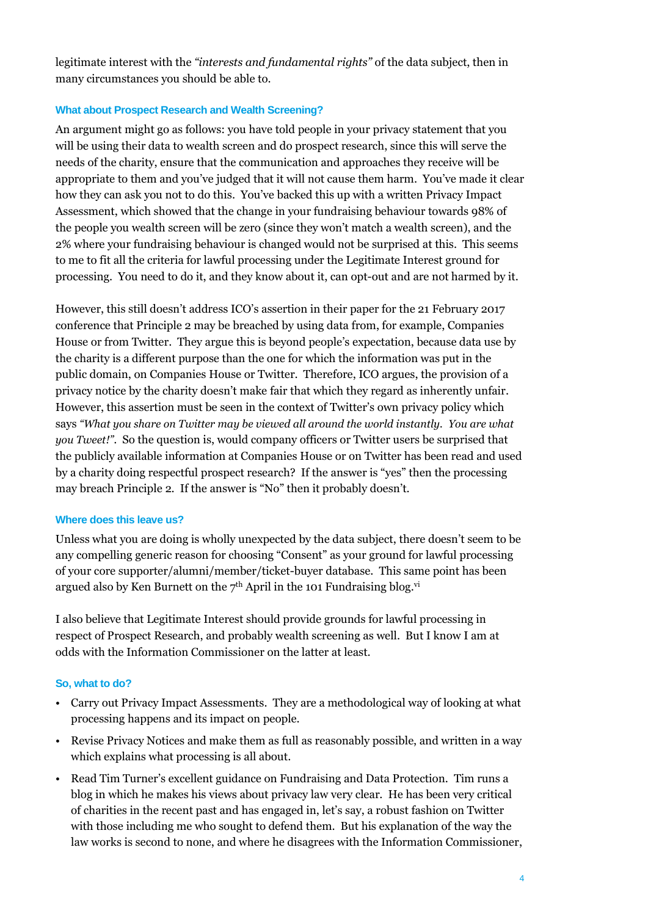legitimate interest with the *"interests and fundamental rights"* of the data subject, then in many circumstances you should be able to.

### What about Prospect Research and Wealth Screening?

An argument might go as follows: you have told people in your privacy statement that you will be using their data to wealth screen and do prospect research, since this will serve the needs of the charity, ensure that the communication and approaches they receive will be appropriate to them and you've judged that it will not cause them harm. You've made it clear how they can ask you not to do this. You've backed this up with a written Privacy Impact Assessment, which showed that the change in your fundraising behaviour towards 98% of the people you wealth screen will be zero (since they won't match a wealth screen), and the 2% where your fundraising behaviour is changed would not be surprised at this. This seems to me to fit all the criteria for lawful processing under the Legitimate Interest ground for processing. You need to do it, and they know about it, can opt-out and are not harmed by it.

However, this still doesn't address ICO's assertion in their paper for the 21 February 2017 conference that Principle 2 may be breached by using data from, for example, Companies House or from Twitter. They argue this is beyond people's expectation, because data use by the charity is a different purpose than the one for which the information was put in the public domain, on Companies House or Twitter. Therefore, ICO argues, the provision of a privacy notice by the charity doesn't make fair that which they regard as inherently unfair. However, this assertion must be seen in the context of Twitter's own privacy policy which says *"What you share on Twitter may be viewed all around the world instantly. You are what you Tweet!"*. So the question is, would company officers or Twitter users be surprised that the publicly available information at Companies House or on Twitter has been read and used by a charity doing respectful prospect research? If the answer is "yes" then the processing may breach Principle 2. If the answer is "No" then it probably doesn't.

### Where does this leave us?

Unless what you are doing is wholly unexpected by the data subject, there doesn't seem to be any compelling generic reason for choosing "Consent" as your ground for lawful processing of your core supporter/alumni/member/ticket-buyer database. This same point has been argued also by Ken Burnett on the 7th April in the 101 Fundraising blog.[vi]

I also believe that Legitimate Interest should provide grounds for lawful processing in respect of Prospect Research, and probably wealth screening as well. But I know I am at odds with the Information Commissioner on the latter at least.

### So, what to do?

- Carry out Privacy Impact Assessments. They are a methodological way of looking at what processing happens and its impact on people.
- Revise Privacy Notices and make them as full as reasonably possible, and written in a way which explains what processing is all about.
- Read Tim Turner's excellent guidance on Fundraising and Data Protection. Tim runs a blog in which he makes his views about privacy law very clear. He has been very critical of charities in the recent past and has engaged in, let's say, a robust fashion on Twitter with those including me who sought to defend them. But his explanation of the way the law works is second to none, and where he disagrees with the Information Commissioner,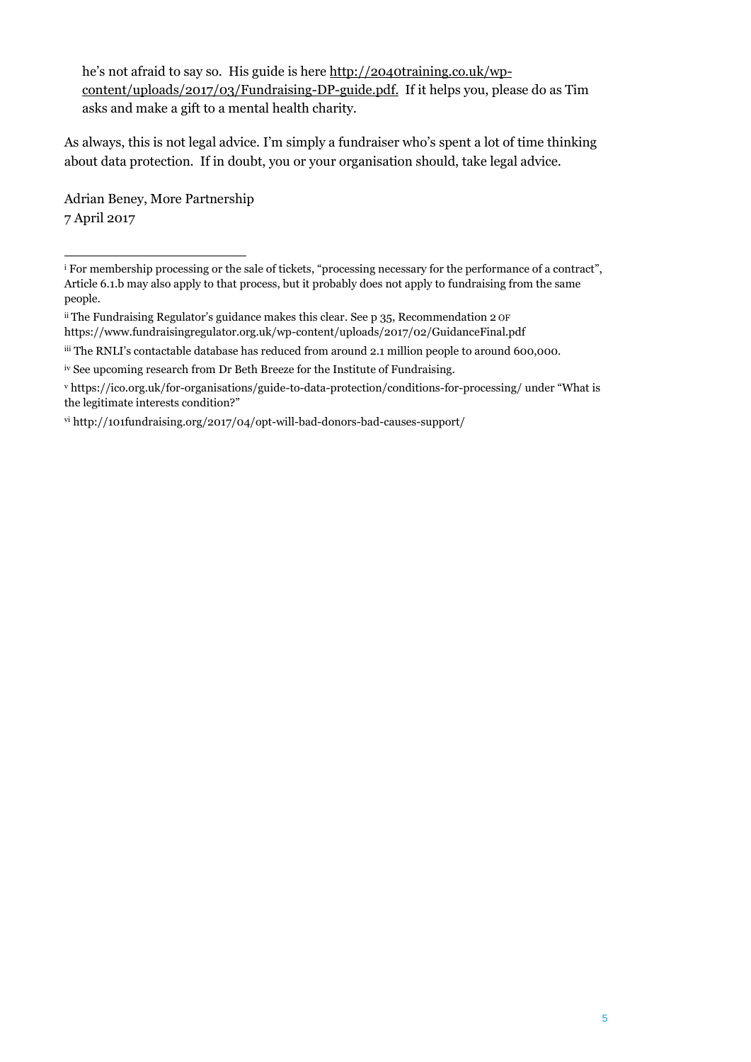he's not afraid to say so. His guide is here http://2040training.co.uk/wp-content/uploads/2017/03/Fundraising-DP-guide.pdf. If it helps you, please do as Tim asks and make a gift to a mental health charity.

As always, this is not legal advice. I'm simply a fundraiser who's spent a lot of time thinking about data protection. If in doubt, you or your organisation should, take legal advice.

Adrian Beney, More Partnership
7 April 2017

---

[i] For membership processing or the sale of tickets, "processing necessary for the performance of a contract", Article 6.1.b may also apply to that process, but it probably does not apply to fundraising from the same people.

[ii] The Fundraising Regulator's guidance makes this clear. See p 35, Recommendation 2 OF https://www.fundraisingregulator.org.uk/wp-content/uploads/2017/02/GuidanceFinal.pdf

[iii] The RNLI's contactable database has reduced from around 2.1 million people to around 600,000.

[iv] See upcoming research from Dr Beth Breeze for the Institute of Fundraising.

[v] https://ico.org.uk/for-organisations/guide-to-data-protection/conditions-for-processing/ under "What is the legitimate interests condition?"

[vi] http://101fundraising.org/2017/04/opt-will-bad-donors-bad-causes-support/